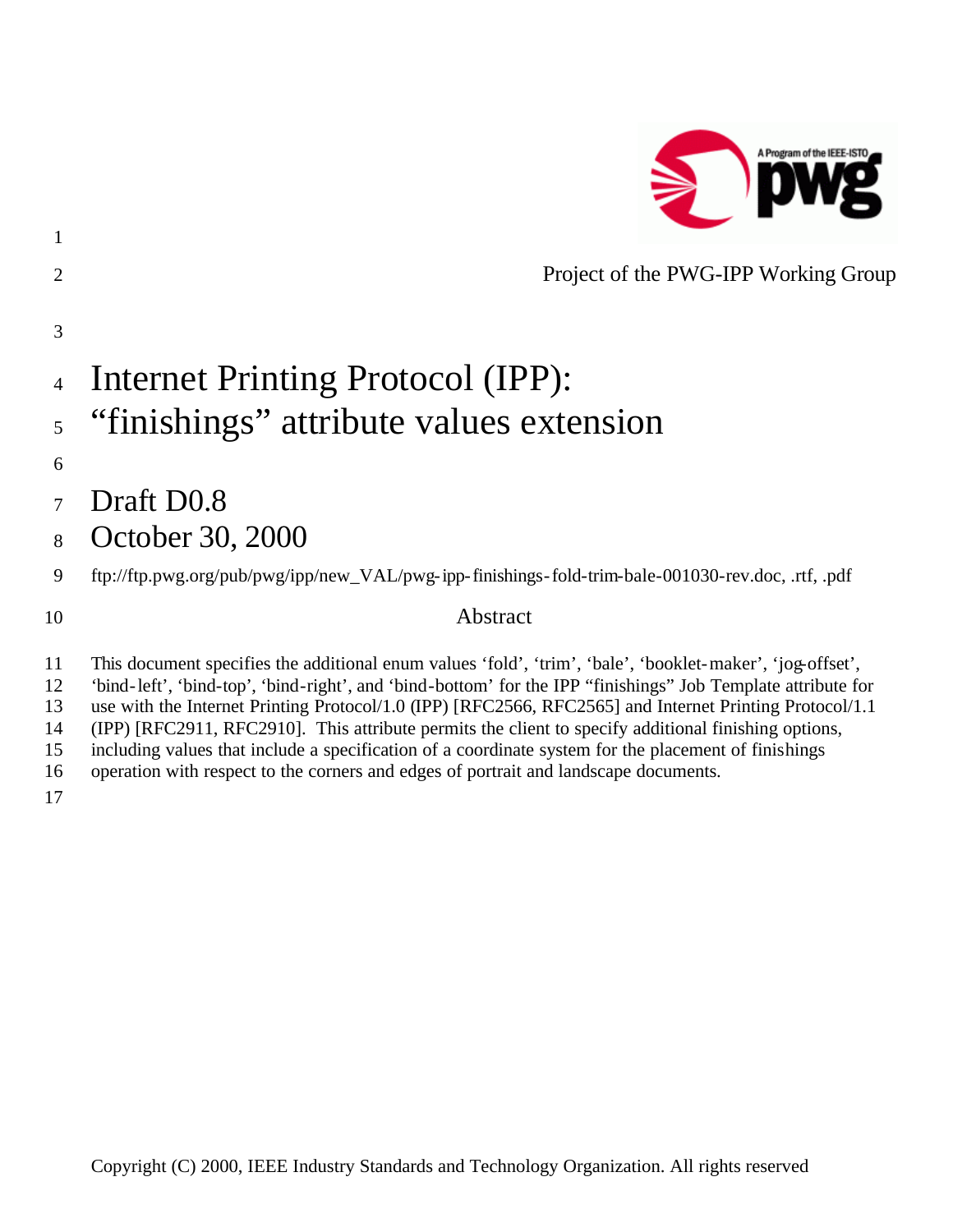Project of the PWG-IPP Working Group

# Internet Printing Protocol (IPP): “finishings” attribute values extension

## Draft D0.8
## October 30, 2000

ftp://ftp.pwg.org/pub/pwg/ipp/new_VAL/pwg-ipp-finishings-fold-trim-bale-001030-rev.doc, .rtf, .pdf

### Abstract

This document specifies the additional enum values ‘fold’, ‘trim’, ‘bale’, ‘booklet-maker’, ‘jog-offset’, ‘bind-left’, ‘bind-top’, ‘bind-right’, and ‘bind-bottom’ for the IPP “finishings” Job Template attribute for use with the Internet Printing Protocol/1.0 (IPP) [RFC2566, RFC2565] and Internet Printing Protocol/1.1 (IPP) [RFC2911, RFC2910]. This attribute permits the client to specify additional finishing options, including values that include a specification of a coordinate system for the placement of finishings operation with respect to the corners and edges of portrait and landscape documents.

Copyright (C) 2000, IEEE Industry Standards and Technology Organization. All rights reserved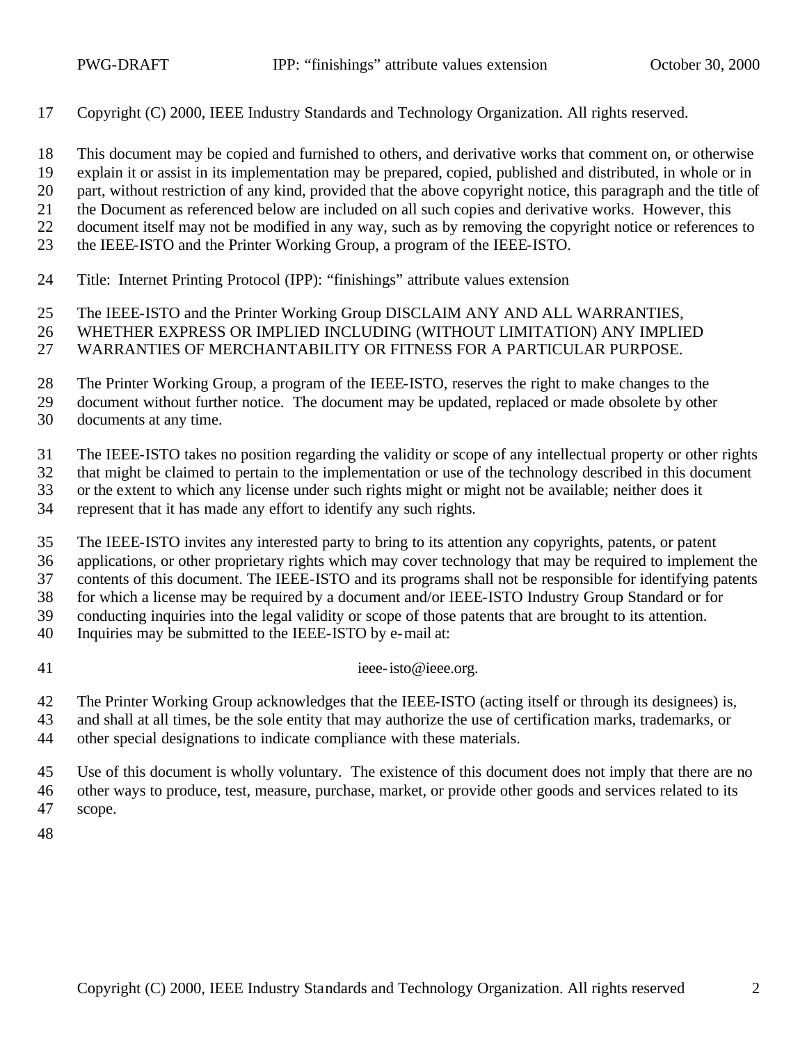Copyright (C) 2000, IEEE Industry Standards and Technology Organization. All rights reserved.

This document may be copied and furnished to others, and derivative works that comment on, or otherwise explain it or assist in its implementation may be prepared, copied, published and distributed, in whole or in part, without restriction of any kind, provided that the above copyright notice, this paragraph and the title of the Document as referenced below are included on all such copies and derivative works. However, this document itself may not be modified in any way, such as by removing the copyright notice or references to the IEEE-ISTO and the Printer Working Group, a program of the IEEE-ISTO.

Title: Internet Printing Protocol (IPP): "finishings" attribute values extension

The IEEE-ISTO and the Printer Working Group DISCLAIM ANY AND ALL WARRANTIES, WHETHER EXPRESS OR IMPLIED INCLUDING (WITHOUT LIMITATION) ANY IMPLIED WARRANTIES OF MERCHANTABILITY OR FITNESS FOR A PARTICULAR PURPOSE.

The Printer Working Group, a program of the IEEE-ISTO, reserves the right to make changes to the document without further notice. The document may be updated, replaced or made obsolete by other documents at any time.

The IEEE-ISTO takes no position regarding the validity or scope of any intellectual property or other rights that might be claimed to pertain to the implementation or use of the technology described in this document or the extent to which any license under such rights might or might not be available; neither does it represent that it has made any effort to identify any such rights.

The IEEE-ISTO invites any interested party to bring to its attention any copyrights, patents, or patent applications, or other proprietary rights which may cover technology that may be required to implement the contents of this document. The IEEE-ISTO and its programs shall not be responsible for identifying patents for which a license may be required by a document and/or IEEE-ISTO Industry Group Standard or for conducting inquiries into the legal validity or scope of those patents that are brought to its attention. Inquiries may be submitted to the IEEE-ISTO by e-mail at:

ieee-isto@ieee.org.

The Printer Working Group acknowledges that the IEEE-ISTO (acting itself or through its designees) is, and shall at all times, be the sole entity that may authorize the use of certification marks, trademarks, or other special designations to indicate compliance with these materials.

Use of this document is wholly voluntary. The existence of this document does not imply that there are no other ways to produce, test, measure, purchase, market, or provide other goods and services related to its scope.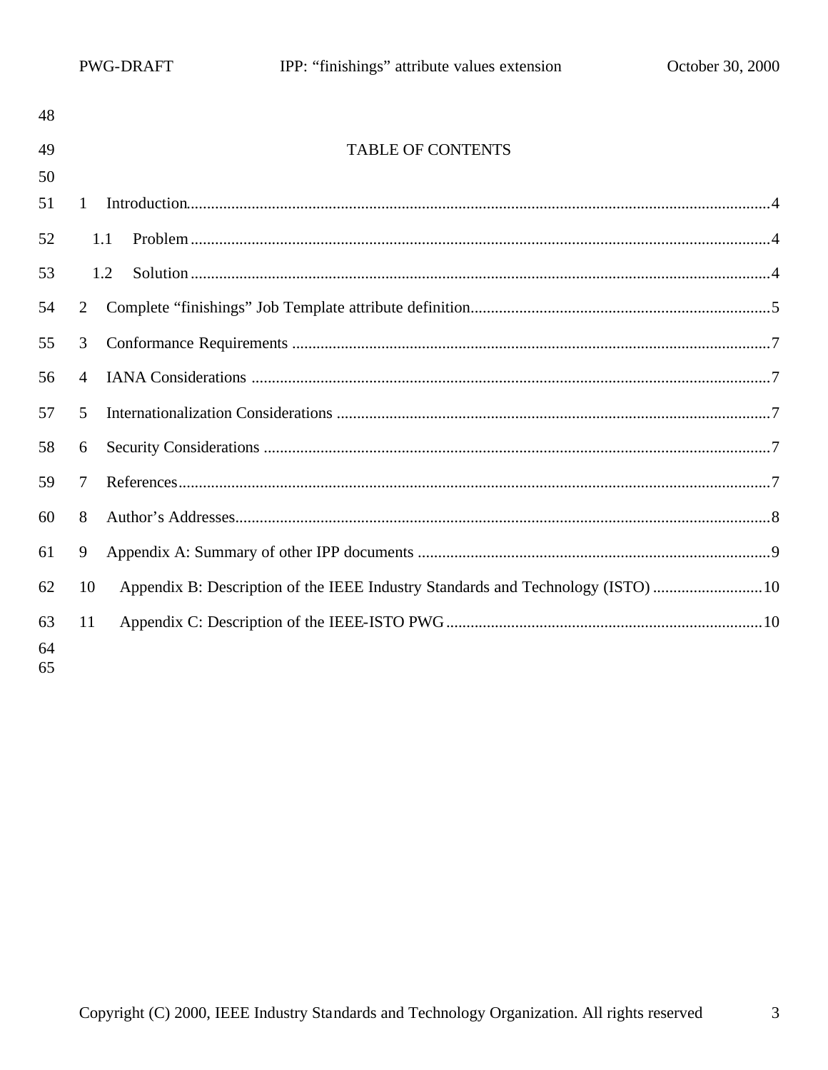48

49 TABLE OF CONTENTS

50

51 1 Introduction....4

52 1.1 Problem....4

53 1.2 Solution....4

54 2 Complete “finishings” Job Template attribute definition....5

55 3 Conformance Requirements....7

56 4 IANA Considerations....7

57 5 Internationalization Considerations....7

58 6 Security Considerations....7

59 7 References....7

60 8 Author’s Addresses....8

61 9 Appendix A: Summary of other IPP documents....9

62 10 Appendix B: Description of the IEEE Industry Standards and Technology (ISTO)....10

63 11 Appendix C: Description of the IEEE-ISTO PWG....10

64
65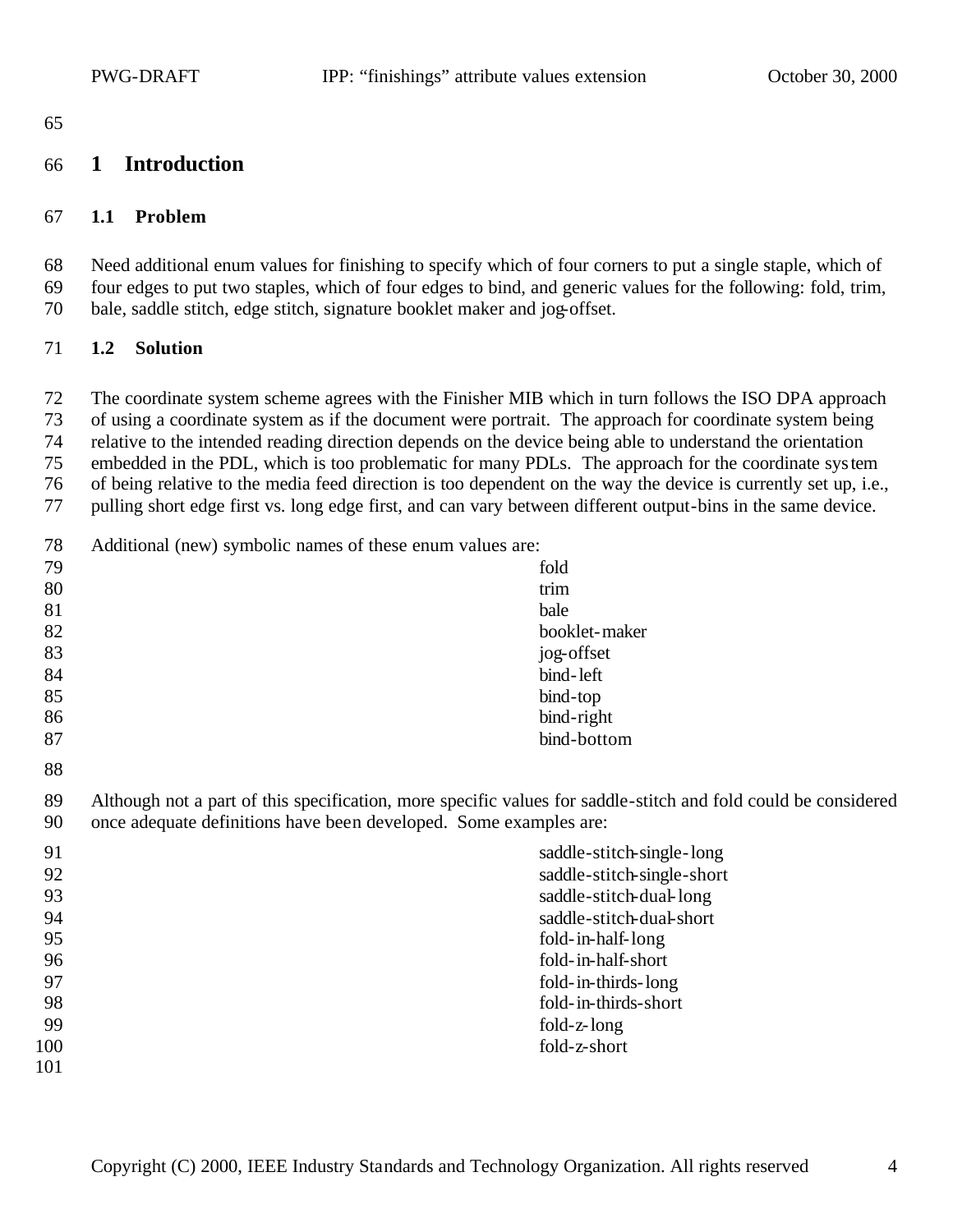# 1 Introduction

## 1.1 Problem

Need additional enum values for finishing to specify which of four corners to put a single staple, which of four edges to put two staples, which of four edges to bind, and generic values for the following: fold, trim, bale, saddle stitch, edge stitch, signature booklet maker and jog-offset.

## 1.2 Solution

The coordinate system scheme agrees with the Finisher MIB which in turn follows the ISO DPA approach of using a coordinate system as if the document were portrait. The approach for coordinate system being relative to the intended reading direction depends on the device being able to understand the orientation embedded in the PDL, which is too problematic for many PDLs. The approach for the coordinate system of being relative to the media feed direction is too dependent on the way the device is currently set up, i.e., pulling short edge first vs. long edge first, and can vary between different output-bins in the same device.

Additional (new) symbolic names of these enum values are:

- fold
- trim
- bale
- booklet-maker
- jog-offset
- bind-left
- bind-top
- bind-right
- bind-bottom

Although not a part of this specification, more specific values for saddle-stitch and fold could be considered once adequate definitions have been developed. Some examples are:

- saddle-stitch-single-long
- saddle-stitch-single-short
- saddle-stitch-dual-long
- saddle-stitch-dual-short
- fold-in-half-long
- fold-in-half-short
- fold-in-thirds-long
- fold-in-thirds-short
- fold-z-long
- fold-z-short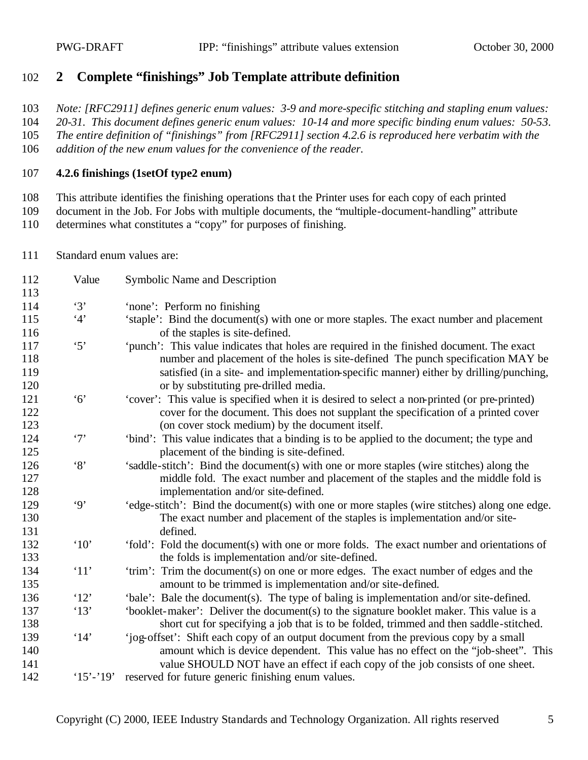## 2 Complete "finishings" Job Template attribute definition

*Note: [RFC2911] defines generic enum values: 3-9 and more-specific stitching and stapling enum values: 20-31. This document defines generic enum values: 10-14 and more specific binding enum values: 50-53. The entire definition of "finishings" from [RFC2911] section 4.2.6 is reproduced here verbatim with the addition of the new enum values for the convenience of the reader.*

**4.2.6 finishings (1setOf type2 enum)**

This attribute identifies the finishing operations that the Printer uses for each copy of each printed document in the Job. For Jobs with multiple documents, the "multiple-document-handling" attribute determines what constitutes a "copy" for purposes of finishing.

Standard enum values are:

| Value | Symbolic Name and Description |
|---|---|
| '3' | 'none': Perform no finishing |
| '4' | 'staple': Bind the document(s) with one or more staples. The exact number and placement of the staples is site-defined. |
| '5' | 'punch': This value indicates that holes are required in the finished document. The exact number and placement of the holes is site-defined The punch specification MAY be satisfied (in a site- and implementation-specific manner) either by drilling/punching, or by substituting pre-drilled media. |
| '6' | 'cover': This value is specified when it is desired to select a non-printed (or pre-printed) cover for the document. This does not supplant the specification of a printed cover (on cover stock medium) by the document itself. |
| '7' | 'bind': This value indicates that a binding is to be applied to the document; the type and placement of the binding is site-defined. |
| '8' | 'saddle-stitch': Bind the document(s) with one or more staples (wire stitches) along the middle fold. The exact number and placement of the staples and the middle fold is implementation and/or site-defined. |
| '9' | 'edge-stitch': Bind the document(s) with one or more staples (wire stitches) along one edge. The exact number and placement of the staples is implementation and/or site-defined. |
| '10' | 'fold': Fold the document(s) with one or more folds. The exact number and orientations of the folds is implementation and/or site-defined. |
| '11' | 'trim': Trim the document(s) on one or more edges. The exact number of edges and the amount to be trimmed is implementation and/or site-defined. |
| '12' | 'bale': Bale the document(s). The type of baling is implementation and/or site-defined. |
| '13' | 'booklet-maker': Deliver the document(s) to the signature booklet maker. This value is a short cut for specifying a job that is to be folded, trimmed and then saddle-stitched. |
| '14' | 'jog-offset': Shift each copy of an output document from the previous copy by a small amount which is device dependent. This value has no effect on the "job-sheet". This value SHOULD NOT have an effect if each copy of the job consists of one sheet. |
| '15'-'19' | reserved for future generic finishing enum values. |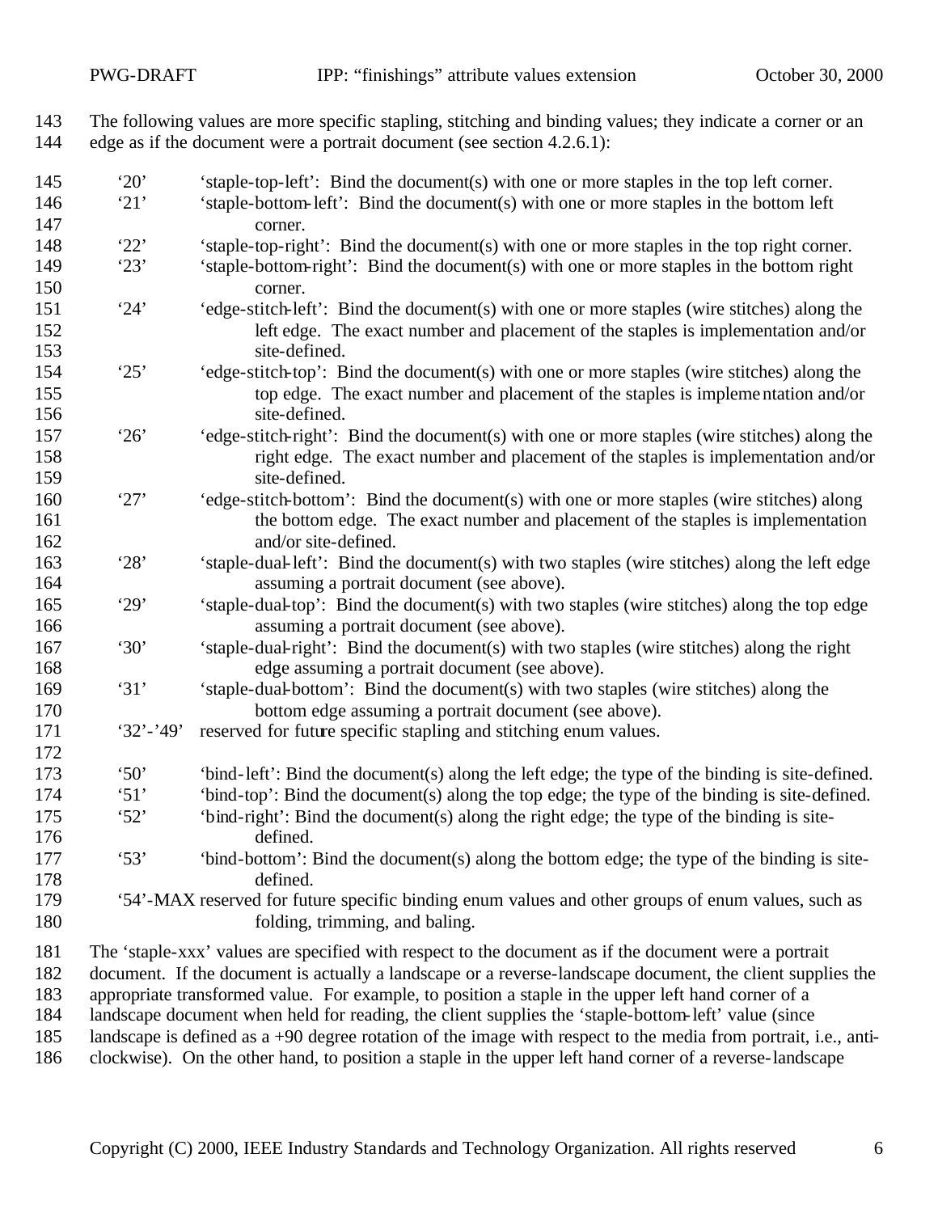The following values are more specific stapling, stitching and binding values; they indicate a corner or an edge as if the document were a portrait document (see section 4.2.6.1):

- '20' 'staple-top-left': Bind the document(s) with one or more staples in the top left corner.
- '21' 'staple-bottom-left': Bind the document(s) with one or more staples in the bottom left corner.
- '22' 'staple-top-right': Bind the document(s) with one or more staples in the top right corner.
- '23' 'staple-bottom-right': Bind the document(s) with one or more staples in the bottom right corner.
- '24' 'edge-stitch-left': Bind the document(s) with one or more staples (wire stitches) along the left edge. The exact number and placement of the staples is implementation and/or site-defined.
- '25' 'edge-stitch-top': Bind the document(s) with one or more staples (wire stitches) along the top edge. The exact number and placement of the staples is implementation and/or site-defined.
- '26' 'edge-stitch-right': Bind the document(s) with one or more staples (wire stitches) along the right edge. The exact number and placement of the staples is implementation and/or site-defined.
- '27' 'edge-stitch-bottom': Bind the document(s) with one or more staples (wire stitches) along the bottom edge. The exact number and placement of the staples is implementation and/or site-defined.
- '28' 'staple-dual-left': Bind the document(s) with two staples (wire stitches) along the left edge assuming a portrait document (see above).
- '29' 'staple-dual-top': Bind the document(s) with two staples (wire stitches) along the top edge assuming a portrait document (see above).
- '30' 'staple-dual-right': Bind the document(s) with two staples (wire stitches) along the right edge assuming a portrait document (see above).
- '31' 'staple-dual-bottom': Bind the document(s) with two staples (wire stitches) along the bottom edge assuming a portrait document (see above).
- '32'-'49' reserved for future specific stapling and stitching enum values.

- '50' 'bind-left': Bind the document(s) along the left edge; the type of the binding is site-defined.
- '51' 'bind-top': Bind the document(s) along the top edge; the type of the binding is site-defined.
- '52' 'bind-right': Bind the document(s) along the right edge; the type of the binding is site-defined.
- '53' 'bind-bottom': Bind the document(s) along the bottom edge; the type of the binding is site-defined.
- '54'-MAX reserved for future specific binding enum values and other groups of enum values, such as folding, trimming, and baling.

The 'staple-xxx' values are specified with respect to the document as if the document were a portrait document. If the document is actually a landscape or a reverse-landscape document, the client supplies the appropriate transformed value. For example, to position a staple in the upper left hand corner of a landscape document when held for reading, the client supplies the 'staple-bottom-left' value (since landscape is defined as a +90 degree rotation of the image with respect to the media from portrait, i.e., anti-clockwise). On the other hand, to position a staple in the upper left hand corner of a reverse-landscape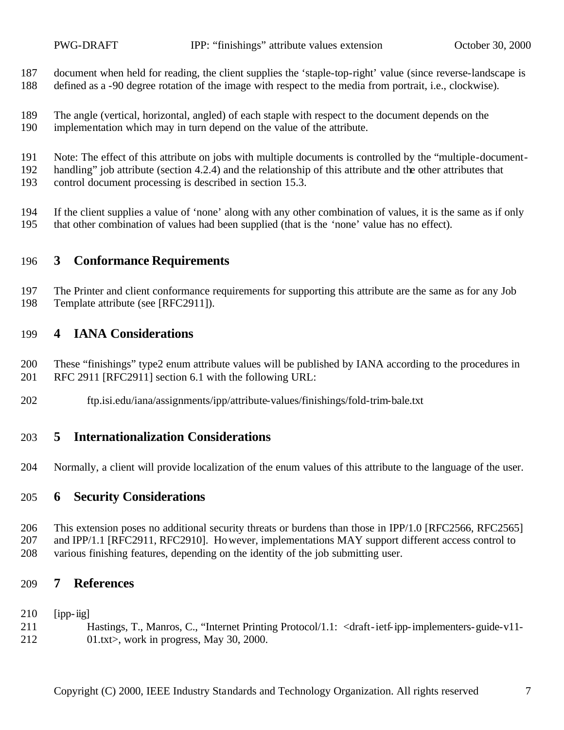document when held for reading, the client supplies the 'staple-top-right' value (since reverse-landscape is defined as a -90 degree rotation of the image with respect to the media from portrait, i.e., clockwise).

The angle (vertical, horizontal, angled) of each staple with respect to the document depends on the implementation which may in turn depend on the value of the attribute.

Note: The effect of this attribute on jobs with multiple documents is controlled by the "multiple-document-handling" job attribute (section 4.2.4) and the relationship of this attribute and the other attributes that control document processing is described in section 15.3.

If the client supplies a value of 'none' along with any other combination of values, it is the same as if only that other combination of values had been supplied (that is the 'none' value has no effect).

# 3 Conformance Requirements

The Printer and client conformance requirements for supporting this attribute are the same as for any Job Template attribute (see [RFC2911]).

# 4 IANA Considerations

These "finishings" type2 enum attribute values will be published by IANA according to the procedures in RFC 2911 [RFC2911] section 6.1 with the following URL:

ftp.isi.edu/iana/assignments/ipp/attribute-values/finishings/fold-trim-bale.txt

# 5 Internationalization Considerations

Normally, a client will provide localization of the enum values of this attribute to the language of the user.

# 6 Security Considerations

This extension poses no additional security threats or burdens than those in IPP/1.0 [RFC2566, RFC2565] and IPP/1.1 [RFC2911, RFC2910]. However, implementations MAY support different access control to various finishing features, depending on the identity of the job submitting user.

# 7 References

[ipp-iig]
Hastings, T., Manros, C., "Internet Printing Protocol/1.1: <draft-ietf-ipp-implementers-guide-v11-01.txt>, work in progress, May 30, 2000.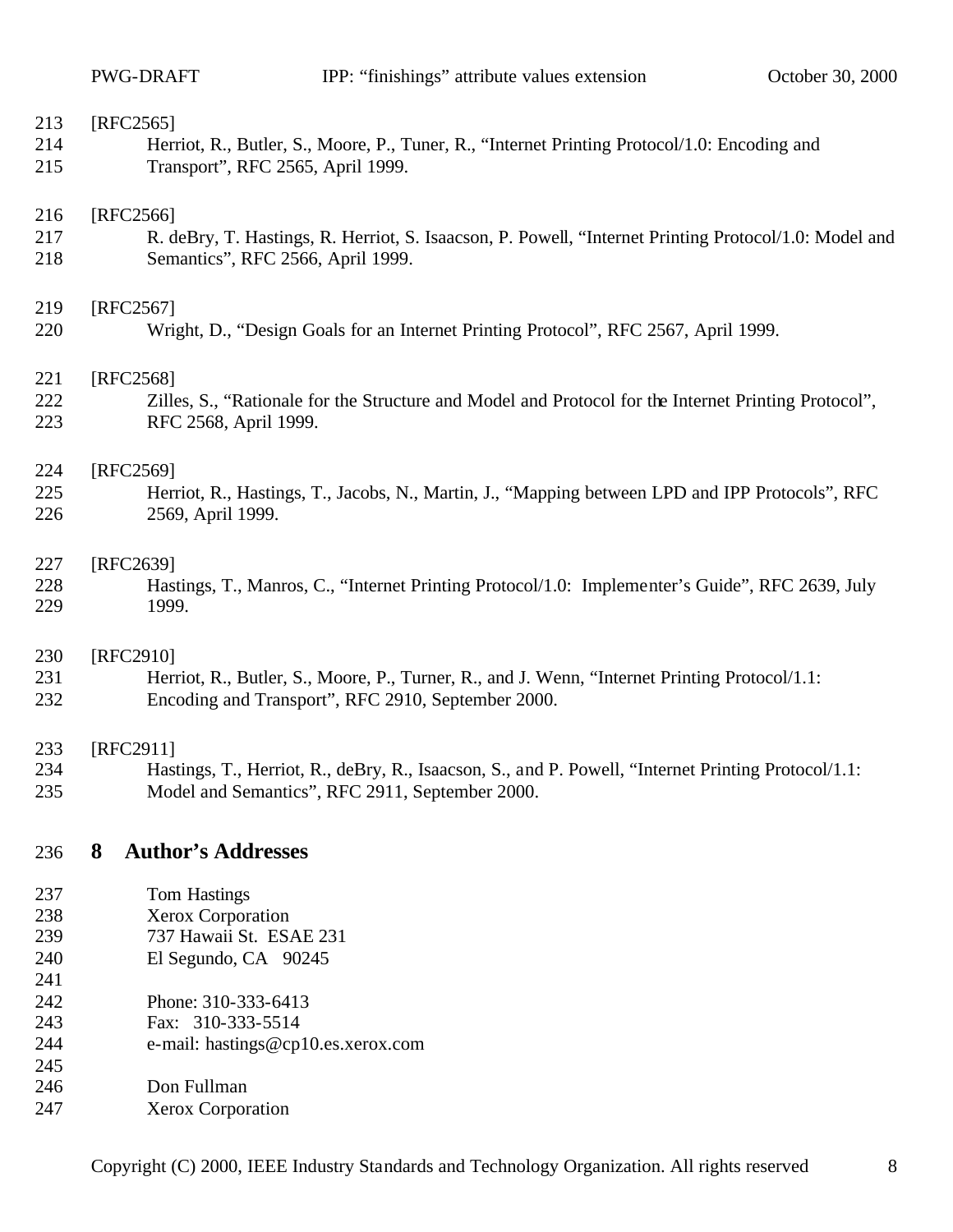[RFC2565]
Herriot, R., Butler, S., Moore, P., Tuner, R., “Internet Printing Protocol/1.0: Encoding and Transport”, RFC 2565, April 1999.

[RFC2566]
R. deBry, T. Hastings, R. Herriot, S. Isaacson, P. Powell, “Internet Printing Protocol/1.0: Model and Semantics”, RFC 2566, April 1999.

[RFC2567]
Wright, D., “Design Goals for an Internet Printing Protocol”, RFC 2567, April 1999.

[RFC2568]
Zilles, S., “Rationale for the Structure and Model and Protocol for the Internet Printing Protocol”, RFC 2568, April 1999.

[RFC2569]
Herriot, R., Hastings, T., Jacobs, N., Martin, J., “Mapping between LPD and IPP Protocols”, RFC 2569, April 1999.

[RFC2639]
Hastings, T., Manros, C., “Internet Printing Protocol/1.0: Implementer’s Guide”, RFC 2639, July 1999.

[RFC2910]
Herriot, R., Butler, S., Moore, P., Turner, R., and J. Wenn, “Internet Printing Protocol/1.1: Encoding and Transport”, RFC 2910, September 2000.

[RFC2911]
Hastings, T., Herriot, R., deBry, R., Isaacson, S., and P. Powell, “Internet Printing Protocol/1.1: Model and Semantics”, RFC 2911, September 2000.

# 8 Author’s Addresses

Tom Hastings
Xerox Corporation
737 Hawaii St. ESAE 231
El Segundo, CA 90245

Phone: 310-333-6413
Fax: 310-333-5514
e-mail: hastings@cp10.es.xerox.com

Don Fullman
Xerox Corporation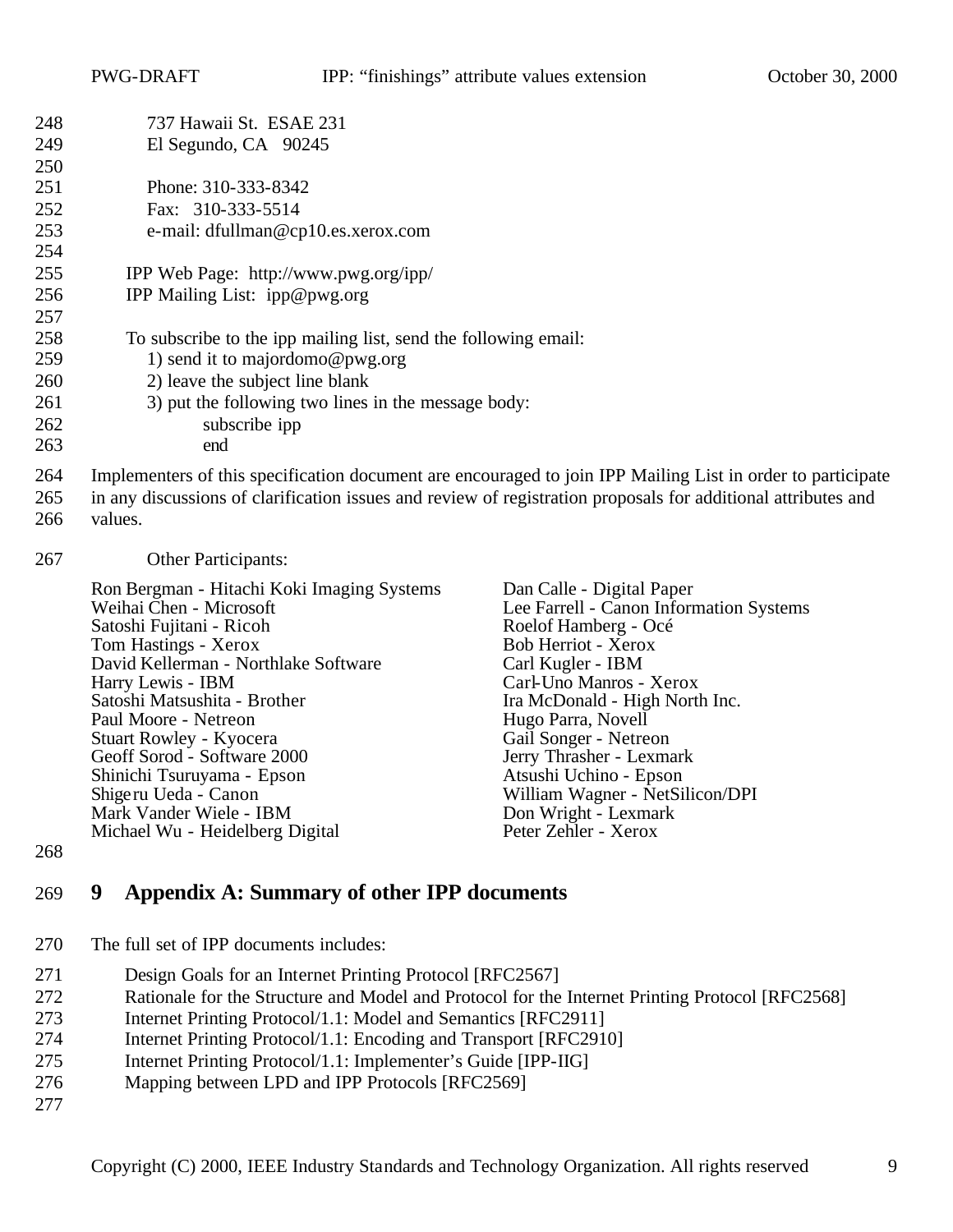737 Hawaii St. ESAE 231
El Segundo, CA 90245

Phone: 310-333-8342
Fax: 310-333-5514
e-mail: dfullman@cp10.es.xerox.com

IPP Web Page: http://www.pwg.org/ipp/
IPP Mailing List: ipp@pwg.org

To subscribe to the ipp mailing list, send the following email:
1) send it to majordomo@pwg.org
2) leave the subject line blank
3) put the following two lines in the message body:
subscribe ipp
end

Implementers of this specification document are encouraged to join IPP Mailing List in order to participate in any discussions of clarification issues and review of registration proposals for additional attributes and values.

Other Participants:

Ron Bergman - Hitachi Koki Imaging Systems
Weihai Chen - Microsoft
Satoshi Fujitani - Ricoh
Tom Hastings - Xerox
David Kellerman - Northlake Software
Harry Lewis - IBM
Satoshi Matsushita - Brother
Paul Moore - Netreon
Stuart Rowley - Kyocera
Geoff Sorod - Software 2000
Shinichi Tsuruyama - Epson
Shigeru Ueda - Canon
Mark Vander Wiele - IBM
Michael Wu - Heidelberg Digital
Dan Calle - Digital Paper
Lee Farrell - Canon Information Systems
Roelof Hamberg - Océ
Bob Herriot - Xerox
Carl Kugler - IBM
Carl-Uno Manros - Xerox
Ira McDonald - High North Inc.
Hugo Parra, Novell
Gail Songer - Netreon
Jerry Thrasher - Lexmark
Atsushi Uchino - Epson
William Wagner - NetSilicon/DPI
Don Wright - Lexmark
Peter Zehler - Xerox

# 9 Appendix A: Summary of other IPP documents

The full set of IPP documents includes:

Design Goals for an Internet Printing Protocol [RFC2567]
Rationale for the Structure and Model and Protocol for the Internet Printing Protocol [RFC2568]
Internet Printing Protocol/1.1: Model and Semantics [RFC2911]
Internet Printing Protocol/1.1: Encoding and Transport [RFC2910]
Internet Printing Protocol/1.1: Implementer's Guide [IPP-IIG]
Mapping between LPD and IPP Protocols [RFC2569]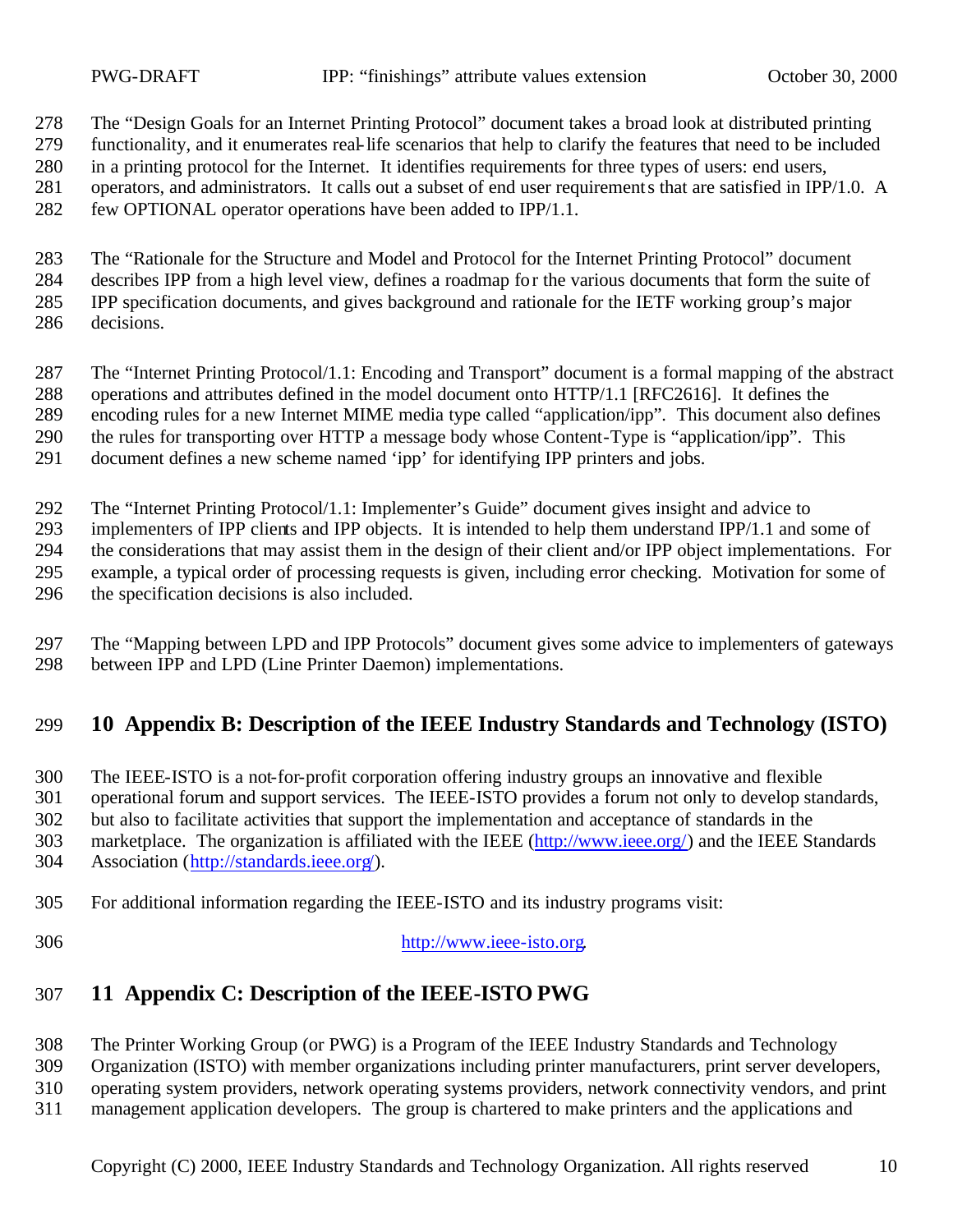The "Design Goals for an Internet Printing Protocol" document takes a broad look at distributed printing functionality, and it enumerates real-life scenarios that help to clarify the features that need to be included in a printing protocol for the Internet. It identifies requirements for three types of users: end users, operators, and administrators. It calls out a subset of end user requirements that are satisfied in IPP/1.0. A few OPTIONAL operator operations have been added to IPP/1.1.

The "Rationale for the Structure and Model and Protocol for the Internet Printing Protocol" document describes IPP from a high level view, defines a roadmap for the various documents that form the suite of IPP specification documents, and gives background and rationale for the IETF working group's major decisions.

The "Internet Printing Protocol/1.1: Encoding and Transport" document is a formal mapping of the abstract operations and attributes defined in the model document onto HTTP/1.1 [RFC2616]. It defines the encoding rules for a new Internet MIME media type called "application/ipp". This document also defines the rules for transporting over HTTP a message body whose Content-Type is "application/ipp". This document defines a new scheme named 'ipp' for identifying IPP printers and jobs.

The "Internet Printing Protocol/1.1: Implementer's Guide" document gives insight and advice to implementers of IPP clients and IPP objects. It is intended to help them understand IPP/1.1 and some of the considerations that may assist them in the design of their client and/or IPP object implementations. For example, a typical order of processing requests is given, including error checking. Motivation for some of the specification decisions is also included.

The "Mapping between LPD and IPP Protocols" document gives some advice to implementers of gateways between IPP and LPD (Line Printer Daemon) implementations.

# 10 Appendix B: Description of the IEEE Industry Standards and Technology (ISTO)

The IEEE-ISTO is a not-for-profit corporation offering industry groups an innovative and flexible operational forum and support services. The IEEE-ISTO provides a forum not only to develop standards, but also to facilitate activities that support the implementation and acceptance of standards in the marketplace. The organization is affiliated with the IEEE (http://www.ieee.org/) and the IEEE Standards Association (http://standards.ieee.org/).

For additional information regarding the IEEE-ISTO and its industry programs visit:

http://www.ieee-isto.org.

# 11 Appendix C: Description of the IEEE-ISTO PWG

The Printer Working Group (or PWG) is a Program of the IEEE Industry Standards and Technology Organization (ISTO) with member organizations including printer manufacturers, print server developers, operating system providers, network operating systems providers, network connectivity vendors, and print management application developers. The group is chartered to make printers and the applications and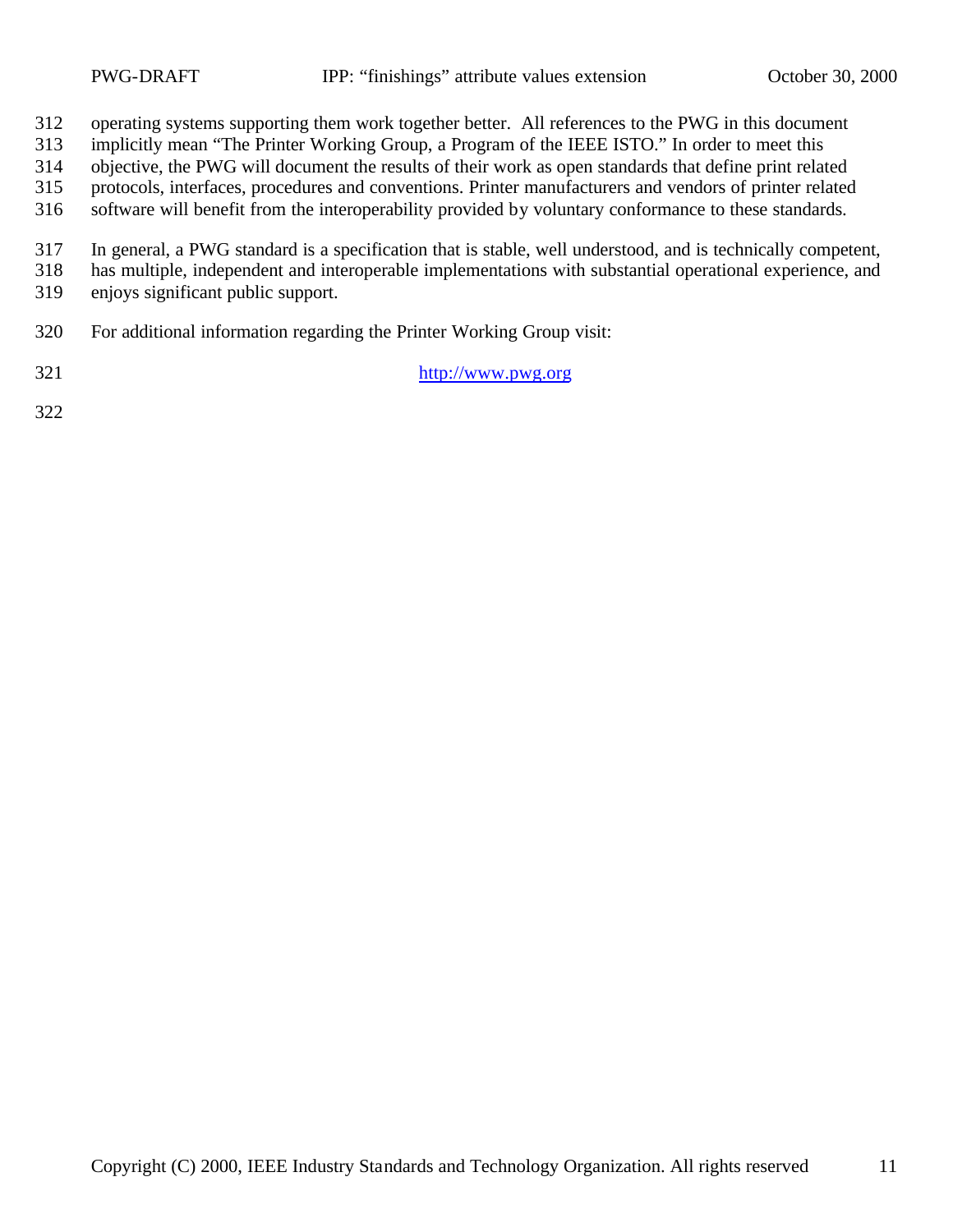operating systems supporting them work together better. All references to the PWG in this document implicitly mean "The Printer Working Group, a Program of the IEEE ISTO." In order to meet this objective, the PWG will document the results of their work as open standards that define print related protocols, interfaces, procedures and conventions. Printer manufacturers and vendors of printer related software will benefit from the interoperability provided by voluntary conformance to these standards.

In general, a PWG standard is a specification that is stable, well understood, and is technically competent, has multiple, independent and interoperable implementations with substantial operational experience, and enjoys significant public support.

For additional information regarding the Printer Working Group visit:

http://www.pwg.org